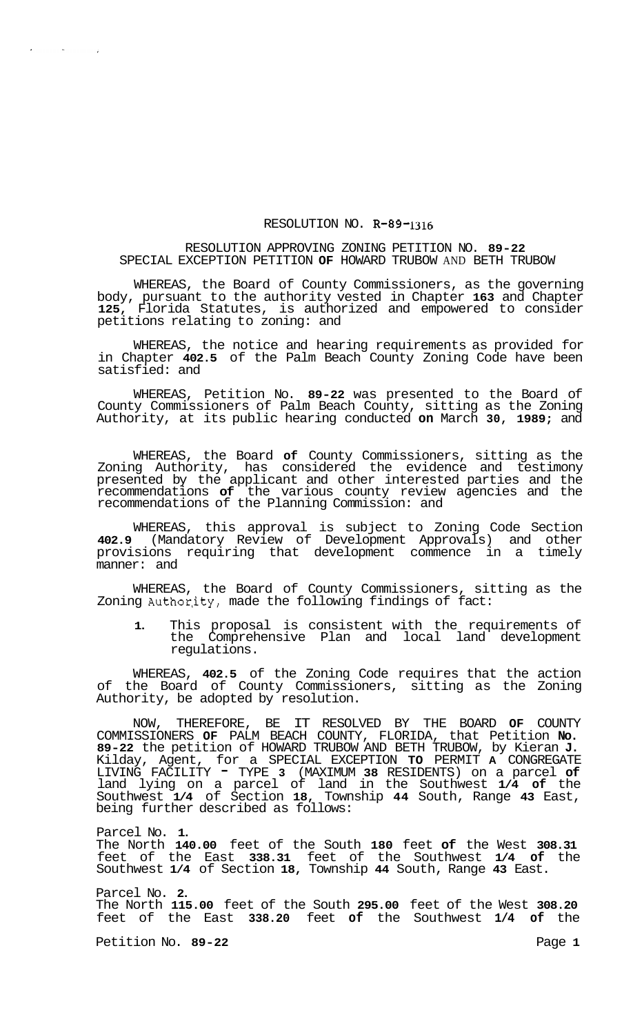# RESOLUTION NO. R-89-1316

## RESOLUTION APPROVING ZONING PETITION NO. 89-22 SPECIAL EXCEPTION PETITION OF HOWARD TRUBOW AND BETH TRUBOW

WHEREAS, the Board of County Commissioners, as the governing body, pursuant to the authority vested in Chapter 163 and Chapter 125, Florida Statutes, is authorized and empowered to consider petitions relating to zoning: and

WHEREAS, the notice and hearing requirements as provided for in Chapter 402.5 of the Palm Beach County Zoning Code have been satisfied: and

WHEREAS, Petition No. 89-22 was presented to the Board of County Commissioners of Palm Beach County, sitting as the Zoning Authority, at its public hearing conducted on March 30, 1989; and

WHEREAS, the Board of County Commissioners, sitting as the Zoning Authority, has considered the evidence and testimony presented by the applicant and other interested parties and the recommendations of the various county review agencies and the recommendations of the Planning Commission: and

WHEREAS, this approval is subject to Zoning Code Section 402.9 (Mandatory Review of Development Approvals) and other provisions requiring that development commence in a timely manner: and

WHEREAS, the Board of County Commissioners, sitting as the Zoning Authority, made the following findings of fact:

1. This proposal is consistent with the requirements of the Comprehensive Plan and local land development regulations.

WHEREAS, 402.5 of the Zoning Code requires that the action of the Board of County Commissioners, sitting as the Zoning Authority, be adopted by resolution.

NOW, THEREFORE, BE IT RESOLVED BY THE BOARD OF COUNTY COMMISSIONERS OF PALM BEACH COUNTY, FLORIDA, that Petition No. 89-22 the petition of HOWARD TRUBOW AND BETH TRUBOW, by Kieran J. Kilday, Agent, for a SPECIAL EXCEPTION TO PERMIT A CONGREGATE LIVING FACILITY - TYPE 3 (MAXIMUM 38 RESIDENTS) on a parcel of land lying on a parcel of land in the Southwest 1/4 of the Southwest 1/4 of Section 18, Township 44 South, Range 43 East, being further described as follows:

Parcel No. 1.
The North 140.00 feet of the South 180 feet of the West 308.31 feet of the East 338.31 feet of the Southwest 1/4 of the Southwest 1/4 of Section 18, Township 44 South, Range 43 East.

Parcel No. 2.
The North 115.00 feet of the South 295.00 feet of the West 308.20 feet of the East 338.20 feet of the Southwest 1/4 of the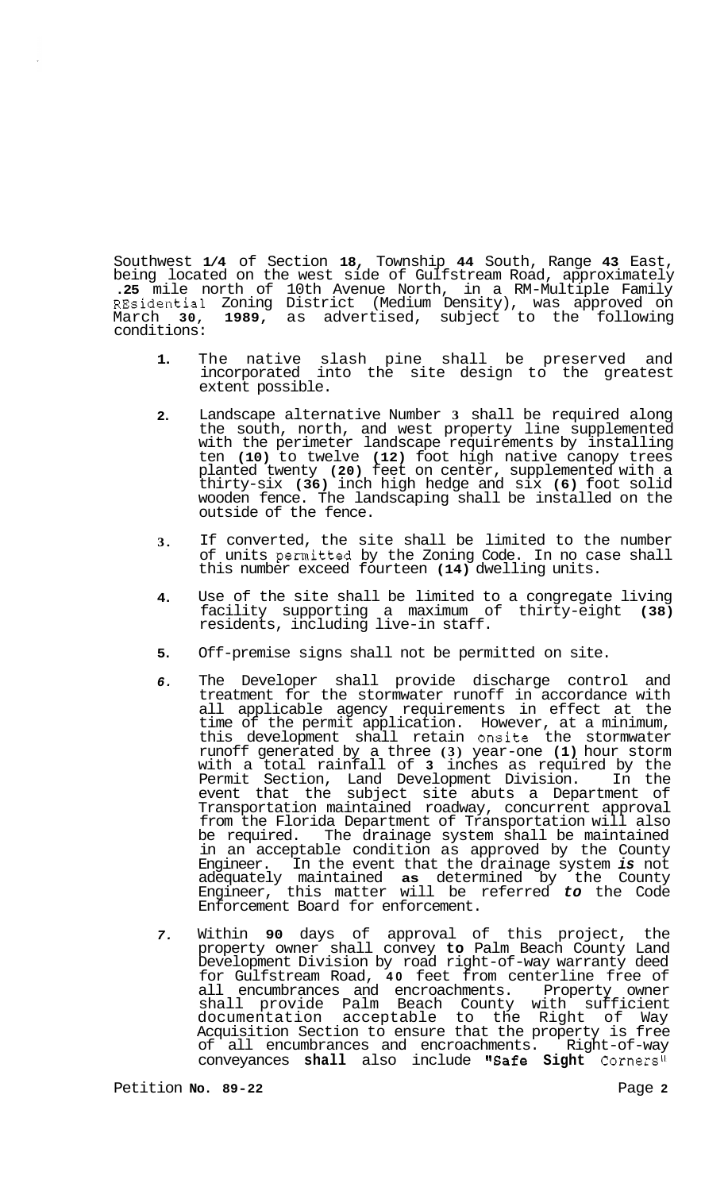Southwest 1/4 of Section 18, Township 44 South, Range 43 East, being located on the west side of Gulfstream Road, approximately .25 mile north of 10th Avenue North, in a RM-Multiple Family REsidential Zoning District (Medium Density), was approved on March 30, 1989, as advertised, subject to the following conditions:

1. The native slash pine shall be preserved and incorporated into the site design to the greatest extent possible.

2. Landscape alternative Number 3 shall be required along the south, north, and west property line supplemented with the perimeter landscape requirements by installing ten (10) to twelve (12) foot high native canopy trees planted twenty (20) feet on center, supplemented with a thirty-six (36) inch high hedge and six (6) foot solid wooden fence. The landscaping shall be installed on the outside of the fence.

3. If converted, the site shall be limited to the number of units permitted by the Zoning Code. In no case shall this number exceed fourteen (14) dwelling units.

4. Use of the site shall be limited to a congregate living facility supporting a maximum of thirty-eight (38) residents, including live-in staff.

5. Off-premise signs shall not be permitted on site.

6. The Developer shall provide discharge control and treatment for the stormwater runoff in accordance with all applicable agency requirements in effect at the time of the permit application. However, at a minimum, this development shall retain onsite the stormwater runoff generated by a three (3) year-one (1) hour storm with a total rainfall of 3 inches as required by the Permit Section, Land Development Division. In the event that the subject site abuts a Department of Transportation maintained roadway, concurrent approval from the Florida Department of Transportation will also be required. The drainage system shall be maintained in an acceptable condition as approved by the County Engineer. In the event that the drainage system *is* not adequately maintained as determined by the County Engineer, this matter will be referred *to* the Code Enforcement Board for enforcement.

7. Within 90 days of approval of this project, the property owner shall convey to Palm Beach County Land Development Division by road right-of-way warranty deed for Gulfstream Road, 40 feet from centerline free of all encumbrances and encroachments. Property owner shall provide Palm Beach County with sufficient documentation acceptable to the Right of Way Acquisition Section to ensure that the property is free of all encumbrances and encroachments. Right-of-way conveyances **shall** also include **"Safe Sight** Corners"

Petition No. 89-22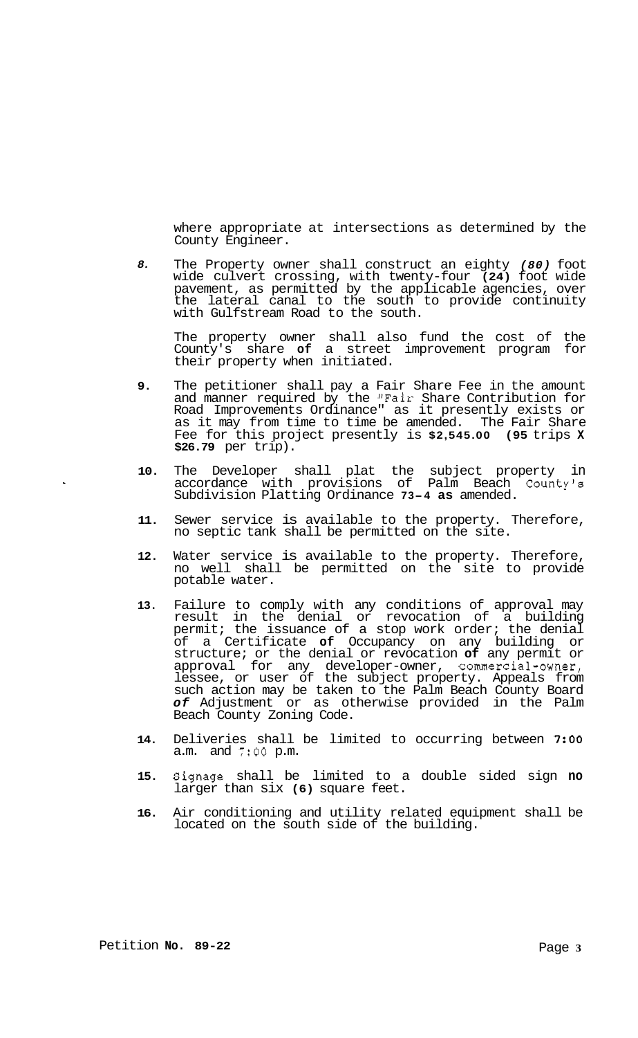where appropriate at intersections as determined by the County Engineer.

8. The Property owner shall construct an eighty *(80)* foot wide culvert crossing, with twenty-four **(24)** foot wide pavement, as permitted by the applicable agencies, over the lateral canal to the south to provide continuity with Gulfstream Road to the south.

   The property owner shall also fund the cost of the County's share **of** a street improvement program for their property when initiated.

9. The petitioner shall pay a Fair Share Fee in the amount and manner required by the "Fair Share Contribution for Road Improvements Ordinance" as it presently exists or as it may from time to time be amended. The Fair Share Fee for this project presently is **$2,545.00 (95** trips **X $26.79** per trip).

10. The Developer shall plat the subject property in accordance with provisions of Palm Beach County's Subdivision Platting Ordinance **73-4 as** amended.

11. Sewer service is available to the property. Therefore, no septic tank shall be permitted on the site.

12. Water service is available to the property. Therefore, no well shall be permitted on the site to provide potable water.

13. Failure to comply with any conditions of approval may result in the denial or revocation of a building permit; the issuance of a stop work order; the denial of a Certificate **of** Occupancy on any building or structure; or the denial or revocation **of** any permit or approval for any developer-owner, commercial-owner, lessee, or user of the subject property. Appeals from such action may be taken to the Palm Beach County Board *of* Adjustment or as otherwise provided in the Palm Beach County Zoning Code.

14. Deliveries shall be limited to occurring between **7:00** a.m. and 7:00 p.m.

15. Signage shall be limited to a double sided sign **no** larger than six **(6)** square feet.

16. Air conditioning and utility related equipment shall be located on the south side of the building.

Petition **No. 89-22**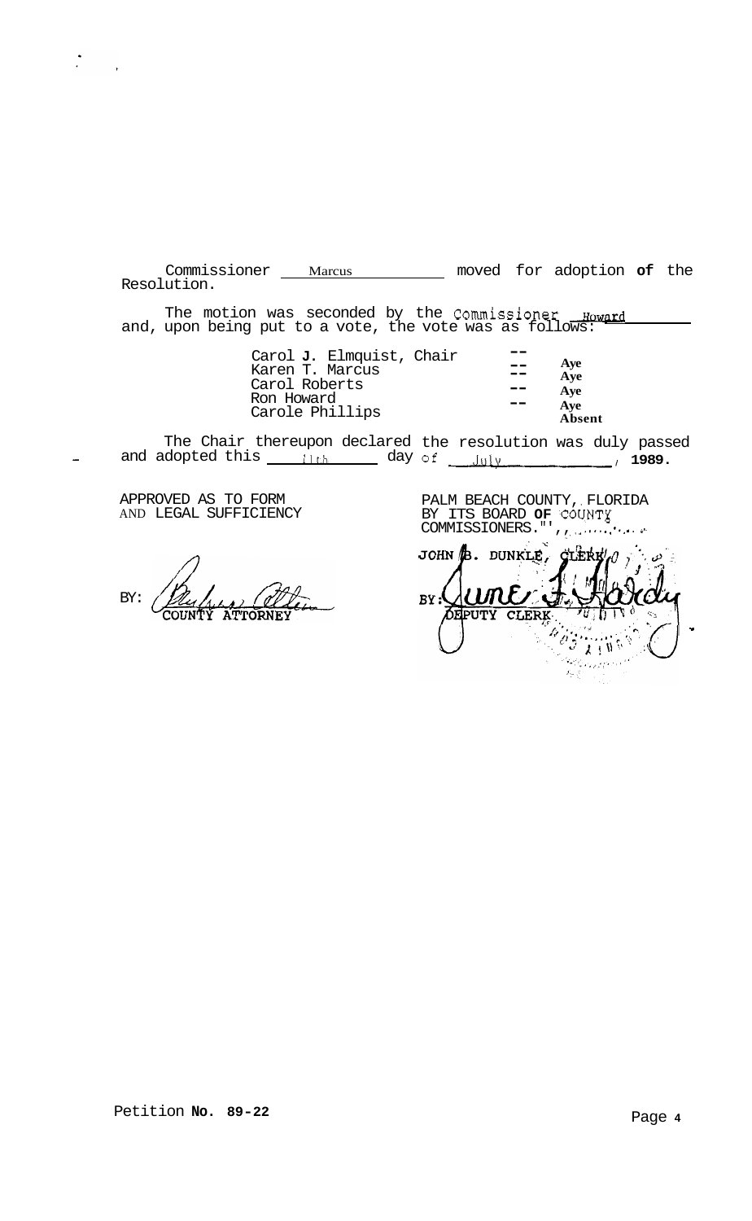Commissioner Marcus moved for adoption of the Resolution.

The motion was seconded by the Commissioner Howard and, upon being put to a vote, the vote was as follows:

| | | |
|---|---|---|
| Carol J. Elmquist, Chair | -- | Aye |
| Karen T. Marcus | -- | Aye |
| Carol Roberts | -- | Aye |
| Ron Howard | -- | Aye |
| Carole Phillips | | Absent |

The Chair thereupon declared the resolution was duly passed and adopted this 11th day of July, 1989.

APPROVED AS TO FORM AND LEGAL SUFFICIENCY

BY: COUNTY ATTORNEY

PALM BEACH COUNTY, FLORIDA BY ITS BOARD OF COUNTY COMMISSIONERS."

JOHN B. DUNKLE, CLERK

BY: DEPUTY CLERK

Petition No. 89-22